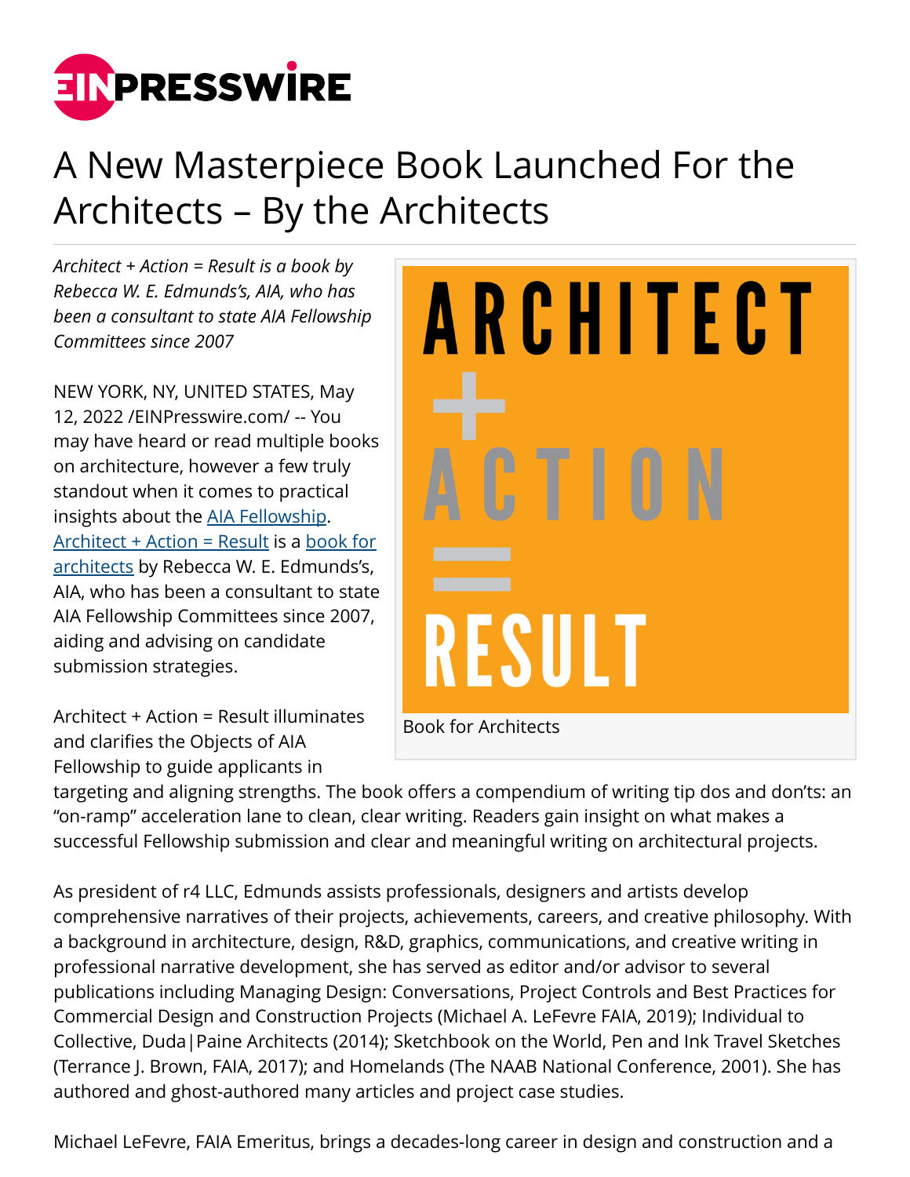# A New Masterpiece Book Launched For the Architects – By the Architects

*Architect + Action = Result is a book by Rebecca W. E. Edmunds's, AIA, who has been a consultant to state AIA Fellowship Committees since 2007*

Book for Architects

NEW YORK, NY, UNITED STATES, May 12, 2022 /EINPresswire.com/ -- You may have heard or read multiple books on architecture, however a few truly standout when it comes to practical insights about the AIA Fellowship. Architect + Action = Result is a book for architects by Rebecca W. E. Edmunds's, AIA, who has been a consultant to state AIA Fellowship Committees since 2007, aiding and advising on candidate submission strategies.

Architect + Action = Result illuminates and clarifies the Objects of AIA Fellowship to guide applicants in targeting and aligning strengths. The book offers a compendium of writing tip dos and don'ts: an "on-ramp" acceleration lane to clean, clear writing. Readers gain insight on what makes a successful Fellowship submission and clear and meaningful writing on architectural projects.

As president of r4 LLC, Edmunds assists professionals, designers and artists develop comprehensive narratives of their projects, achievements, careers, and creative philosophy. With a background in architecture, design, R&D, graphics, communications, and creative writing in professional narrative development, she has served as editor and/or advisor to several publications including Managing Design: Conversations, Project Controls and Best Practices for Commercial Design and Construction Projects (Michael A. LeFevre FAIA, 2019); Individual to Collective, Duda|Paine Architects (2014); Sketchbook on the World, Pen and Ink Travel Sketches (Terrance J. Brown, FAIA, 2017); and Homelands (The NAAB National Conference, 2001). She has authored and ghost-authored many articles and project case studies.

Michael LeFevre, FAIA Emeritus, brings a decades-long career in design and construction and a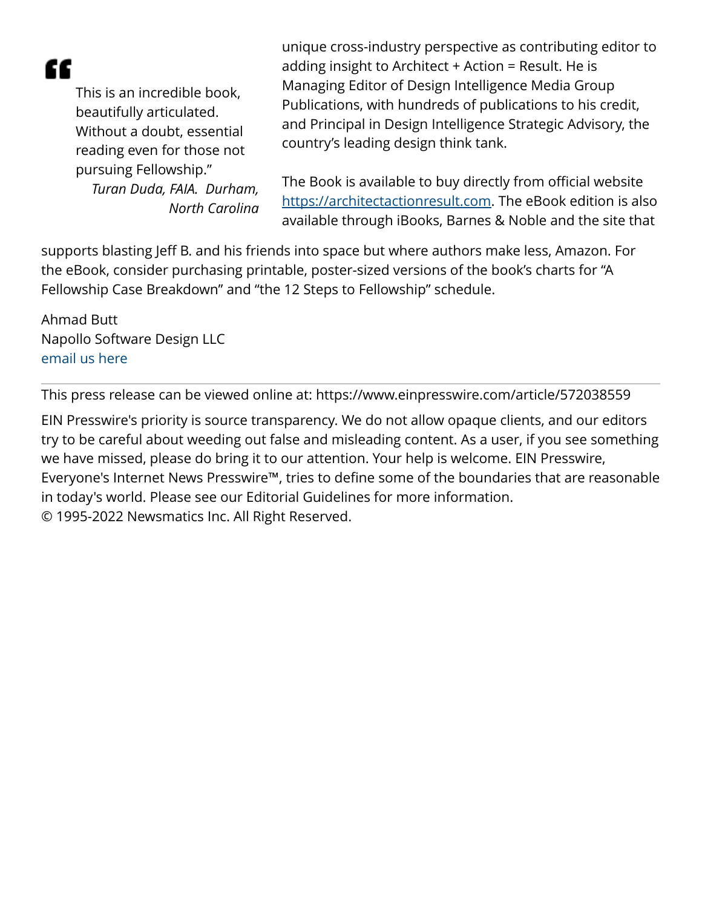> This is an incredible book, beautifully articulated. Without a doubt, essential reading even for those not pursuing Fellowship."
>
> *Turan Duda, FAIA. Durham, North Carolina*

unique cross-industry perspective as contributing editor to adding insight to Architect + Action = Result. He is Managing Editor of Design Intelligence Media Group Publications, with hundreds of publications to his credit, and Principal in Design Intelligence Strategic Advisory, the country's leading design think tank.

The Book is available to buy directly from official website [https://architectactionresult.com](https://architectactionresult.com). The eBook edition is also available through iBooks, Barnes & Noble and the site that supports blasting Jeff B. and his friends into space but where authors make less, Amazon. For the eBook, consider purchasing printable, poster-sized versions of the book's charts for "A Fellowship Case Breakdown" and "the 12 Steps to Fellowship" schedule.

Ahmad Butt
Napollo Software Design LLC
email us here

---

This press release can be viewed online at: https://www.einpresswire.com/article/572038559

EIN Presswire's priority is source transparency. We do not allow opaque clients, and our editors try to be careful about weeding out false and misleading content. As a user, if you see something we have missed, please do bring it to our attention. Your help is welcome. EIN Presswire, Everyone's Internet News Presswire™, tries to define some of the boundaries that are reasonable in today's world. Please see our Editorial Guidelines for more information.
© 1995-2022 Newsmatics Inc. All Right Reserved.